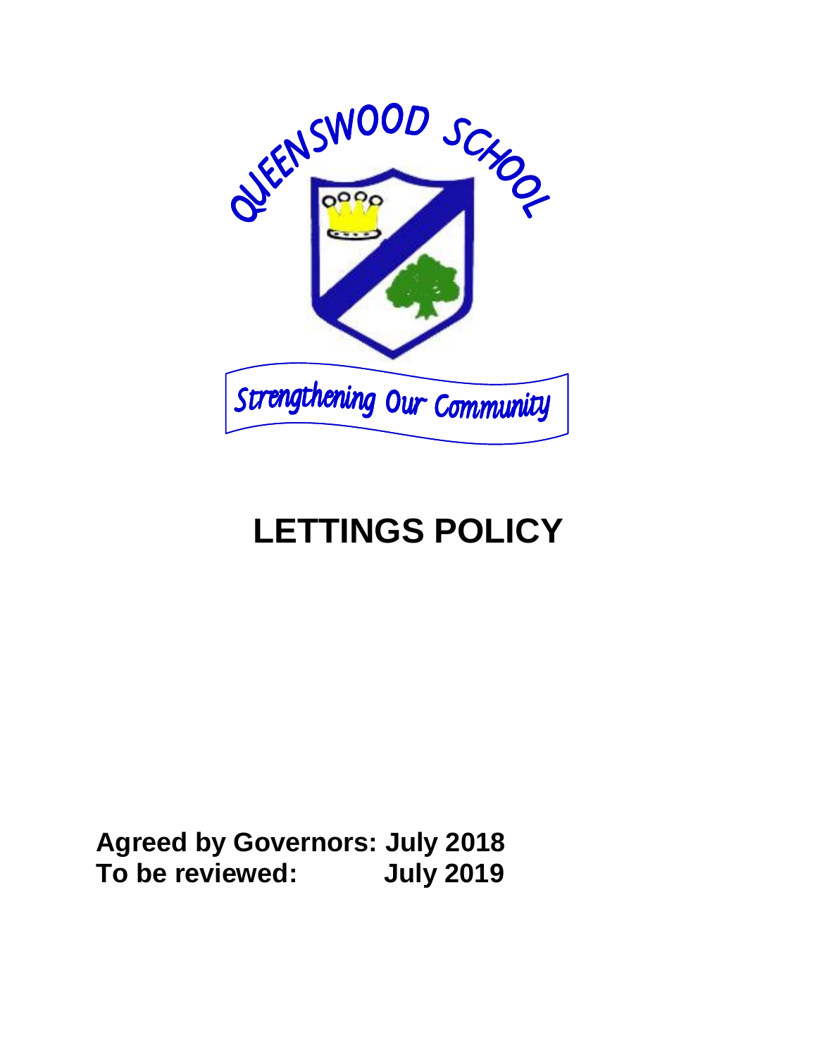QUEENSWOOD SCHOOL

Strengthening Our Community

# LETTINGS POLICY

**Agreed by Governors: July 2018**
**To be reviewed: July 2019**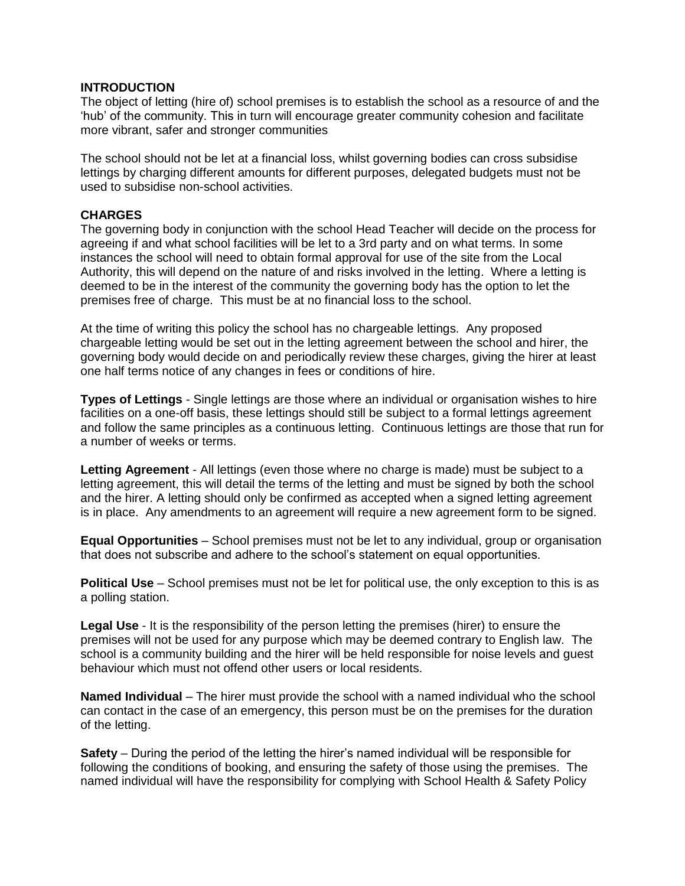## INTRODUCTION

The object of letting (hire of) school premises is to establish the school as a resource of and the 'hub' of the community. This in turn will encourage greater community cohesion and facilitate more vibrant, safer and stronger communities

The school should not be let at a financial loss, whilst governing bodies can cross subsidise lettings by charging different amounts for different purposes, delegated budgets must not be used to subsidise non-school activities.

## CHARGES

The governing body in conjunction with the school Head Teacher will decide on the process for agreeing if and what school facilities will be let to a 3rd party and on what terms. In some instances the school will need to obtain formal approval for use of the site from the Local Authority, this will depend on the nature of and risks involved in the letting. Where a letting is deemed to be in the interest of the community the governing body has the option to let the premises free of charge. This must be at no financial loss to the school.

At the time of writing this policy the school has no chargeable lettings. Any proposed chargeable letting would be set out in the letting agreement between the school and hirer, the governing body would decide on and periodically review these charges, giving the hirer at least one half terms notice of any changes in fees or conditions of hire.

**Types of Lettings** - Single lettings are those where an individual or organisation wishes to hire facilities on a one-off basis, these lettings should still be subject to a formal lettings agreement and follow the same principles as a continuous letting. Continuous lettings are those that run for a number of weeks or terms.

**Letting Agreement** - All lettings (even those where no charge is made) must be subject to a letting agreement, this will detail the terms of the letting and must be signed by both the school and the hirer. A letting should only be confirmed as accepted when a signed letting agreement is in place. Any amendments to an agreement will require a new agreement form to be signed.

**Equal Opportunities** – School premises must not be let to any individual, group or organisation that does not subscribe and adhere to the school's statement on equal opportunities.

**Political Use** – School premises must not be let for political use, the only exception to this is as a polling station.

**Legal Use** - It is the responsibility of the person letting the premises (hirer) to ensure the premises will not be used for any purpose which may be deemed contrary to English law. The school is a community building and the hirer will be held responsible for noise levels and guest behaviour which must not offend other users or local residents.

**Named Individual** – The hirer must provide the school with a named individual who the school can contact in the case of an emergency, this person must be on the premises for the duration of the letting.

**Safety** – During the period of the letting the hirer's named individual will be responsible for following the conditions of booking, and ensuring the safety of those using the premises. The named individual will have the responsibility for complying with School Health & Safety Policy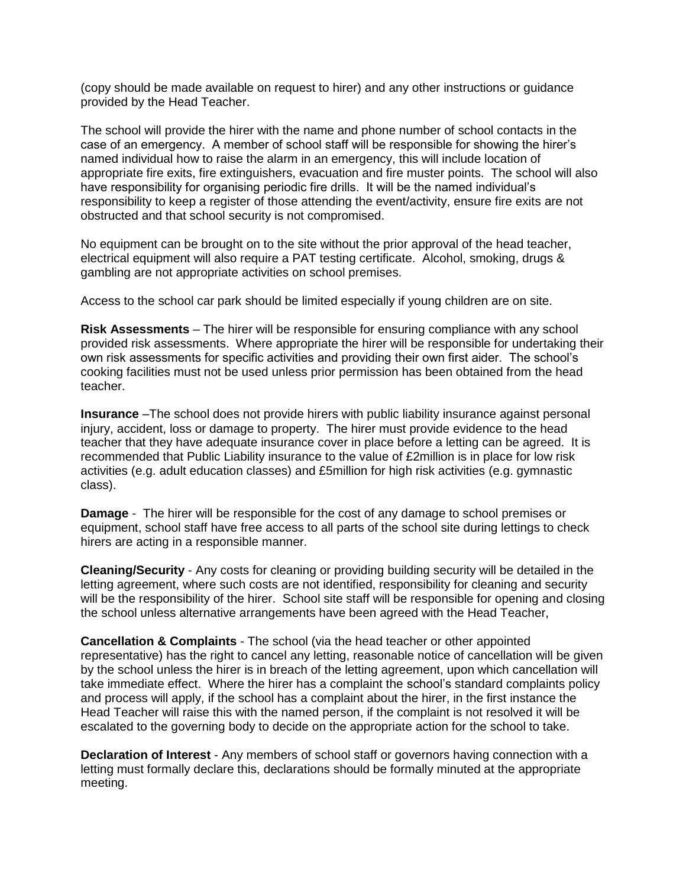(copy should be made available on request to hirer) and any other instructions or guidance provided by the Head Teacher.

The school will provide the hirer with the name and phone number of school contacts in the case of an emergency. A member of school staff will be responsible for showing the hirer's named individual how to raise the alarm in an emergency, this will include location of appropriate fire exits, fire extinguishers, evacuation and fire muster points. The school will also have responsibility for organising periodic fire drills. It will be the named individual's responsibility to keep a register of those attending the event/activity, ensure fire exits are not obstructed and that school security is not compromised.

No equipment can be brought on to the site without the prior approval of the head teacher, electrical equipment will also require a PAT testing certificate. Alcohol, smoking, drugs & gambling are not appropriate activities on school premises.

Access to the school car park should be limited especially if young children are on site.

**Risk Assessments** – The hirer will be responsible for ensuring compliance with any school provided risk assessments. Where appropriate the hirer will be responsible for undertaking their own risk assessments for specific activities and providing their own first aider. The school's cooking facilities must not be used unless prior permission has been obtained from the head teacher.

**Insurance** –The school does not provide hirers with public liability insurance against personal injury, accident, loss or damage to property. The hirer must provide evidence to the head teacher that they have adequate insurance cover in place before a letting can be agreed. It is recommended that Public Liability insurance to the value of £2million is in place for low risk activities (e.g. adult education classes) and £5million for high risk activities (e.g. gymnastic class).

**Damage** - The hirer will be responsible for the cost of any damage to school premises or equipment, school staff have free access to all parts of the school site during lettings to check hirers are acting in a responsible manner.

**Cleaning/Security** - Any costs for cleaning or providing building security will be detailed in the letting agreement, where such costs are not identified, responsibility for cleaning and security will be the responsibility of the hirer. School site staff will be responsible for opening and closing the school unless alternative arrangements have been agreed with the Head Teacher,

**Cancellation & Complaints** - The school (via the head teacher or other appointed representative) has the right to cancel any letting, reasonable notice of cancellation will be given by the school unless the hirer is in breach of the letting agreement, upon which cancellation will take immediate effect. Where the hirer has a complaint the school's standard complaints policy and process will apply, if the school has a complaint about the hirer, in the first instance the Head Teacher will raise this with the named person, if the complaint is not resolved it will be escalated to the governing body to decide on the appropriate action for the school to take.

**Declaration of Interest** - Any members of school staff or governors having connection with a letting must formally declare this, declarations should be formally minuted at the appropriate meeting.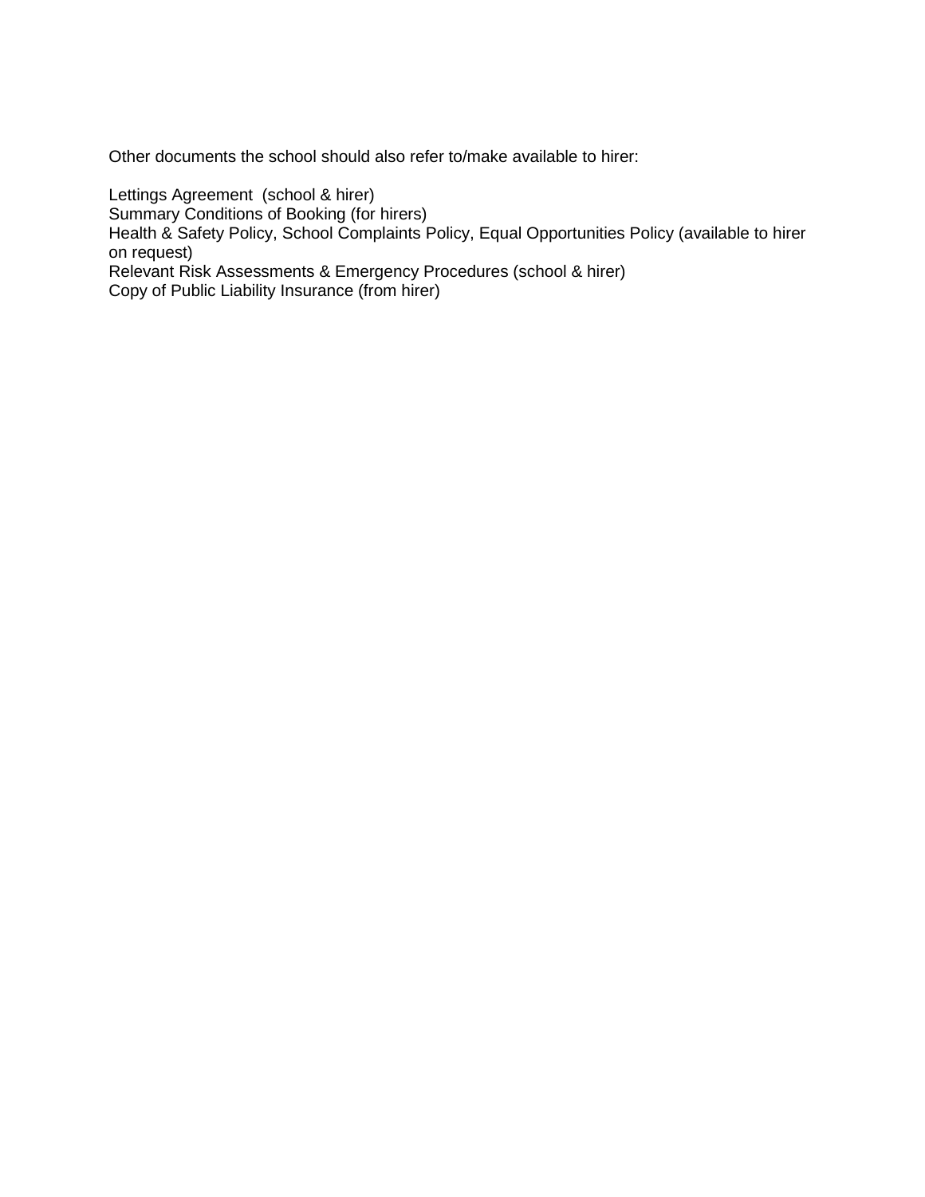Other documents the school should also refer to/make available to hirer:

Lettings Agreement (school & hirer)
Summary Conditions of Booking (for hirers)
Health & Safety Policy, School Complaints Policy, Equal Opportunities Policy (available to hirer on request)
Relevant Risk Assessments & Emergency Procedures (school & hirer)
Copy of Public Liability Insurance (from hirer)